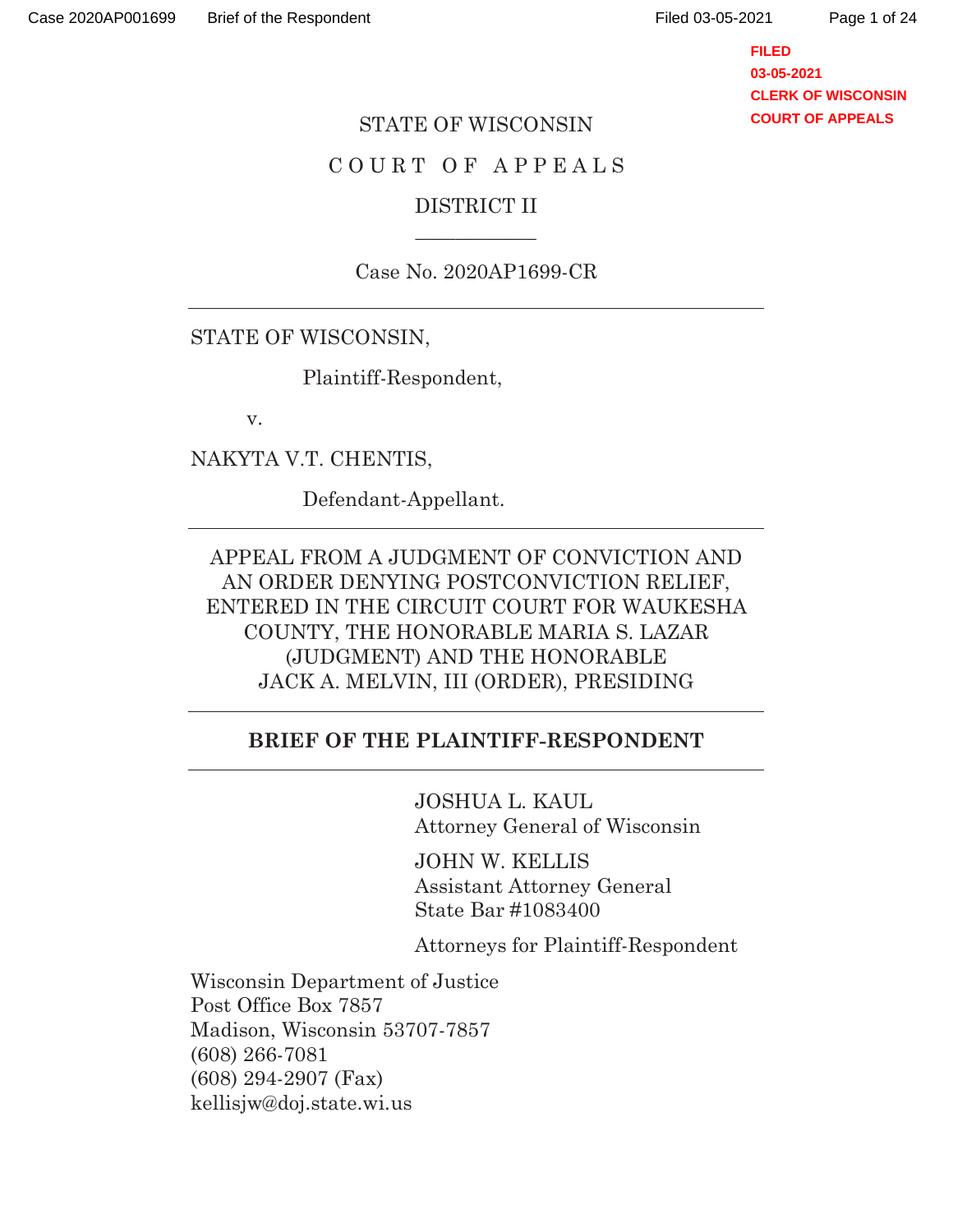STATE OF WISCONSIN

COURT OF APPEALS

DISTRICT II

Case No. 2020AP1699-CR

---

STATE OF WISCONSIN,

Plaintiff-Respondent,

v.

NAKYTA V.T. CHENTIS,

Defendant-Appellant.

---

APPEAL FROM A JUDGMENT OF CONVICTION AND AN ORDER DENYING POSTCONVICTION RELIEF, ENTERED IN THE CIRCUIT COURT FOR WAUKESHA COUNTY, THE HONORABLE MARIA S. LAZAR (JUDGMENT) AND THE HONORABLE JACK A. MELVIN, III (ORDER), PRESIDING

---

**BRIEF OF THE PLAINTIFF-RESPONDENT**

---

JOSHUA L. KAUL
Attorney General of Wisconsin

JOHN W. KELLIS
Assistant Attorney General
State Bar #1083400

Attorneys for Plaintiff-Respondent

Wisconsin Department of Justice
Post Office Box 7857
Madison, Wisconsin 53707-7857
(608) 266-7081
(608) 294-2907 (Fax)
kellisjw@doj.state.wi.us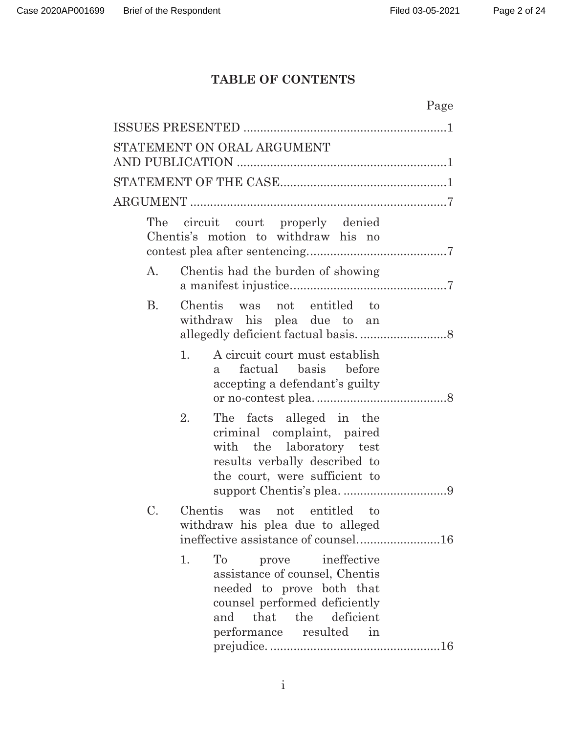# TABLE OF CONTENTS

Page

ISSUES PRESENTED ............................................................1

STATEMENT ON ORAL ARGUMENT AND PUBLICATION ...............................................................1

STATEMENT OF THE CASE..................................................1

ARGUMENT ............................................................................7

The circuit court properly denied Chentis's motion to withdraw his no contest plea after sentencing.........................................7

- A. Chentis had the burden of showing a manifest injustice...............................................7
- B. Chentis was not entitled to withdraw his plea due to an allegedly deficient factual basis. ..........................8
  - 1. A circuit court must establish a factual basis before accepting a defendant's guilty or no-contest plea. ......................................8
  - 2. The facts alleged in the criminal complaint, paired with the laboratory test results verbally described to the court, were sufficient to support Chentis's plea. ...............................9
- C. Chentis was not entitled to withdraw his plea due to alleged ineffective assistance of counsel.........................16
  - 1. To prove ineffective assistance of counsel, Chentis needed to prove both that counsel performed deficiently and that the deficient performance resulted in prejudice. ..................................................16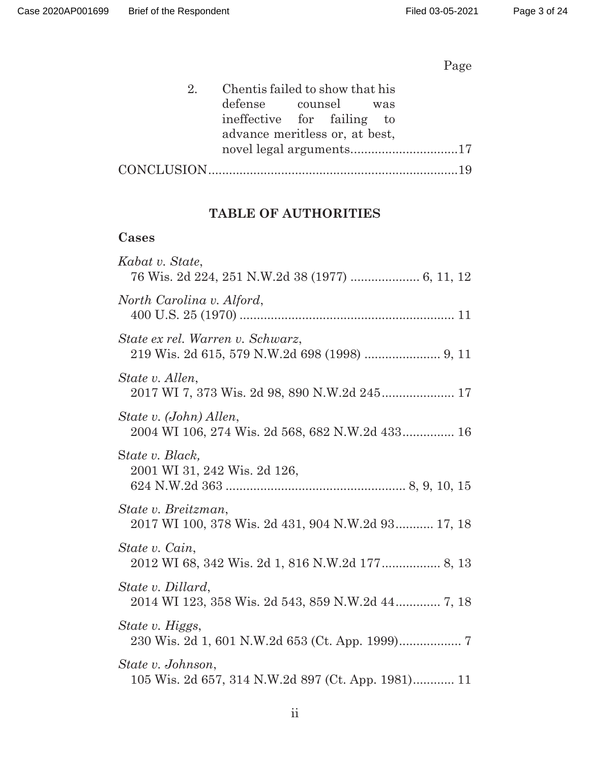Page

2. Chentis failed to show that his defense counsel was ineffective for failing to advance meritless or, at best, novel legal arguments...............................17

CONCLUSION.......................................................................19

## TABLE OF AUTHORITIES

### Cases

*Kabat v. State*,
76 Wis. 2d 224, 251 N.W.2d 38 (1977) .................... 6, 11, 12

*North Carolina v. Alford*,
400 U.S. 25 (1970) .............................................................. 11

*State ex rel. Warren v. Schwarz*,
219 Wis. 2d 615, 579 N.W.2d 698 (1998) ...................... 9, 11

*State v. Allen*,
2017 WI 7, 373 Wis. 2d 98, 890 N.W.2d 245..................... 17

*State v. (John) Allen*,
2004 WI 106, 274 Wis. 2d 568, 682 N.W.2d 433............... 16

*State v. Black,*
2001 WI 31, 242 Wis. 2d 126,
624 N.W.2d 363 .................................................... 8, 9, 10, 15

*State v. Breitzman*,
2017 WI 100, 378 Wis. 2d 431, 904 N.W.2d 93........... 17, 18

*State v. Cain*,
2012 WI 68, 342 Wis. 2d 1, 816 N.W.2d 177................. 8, 13

*State v. Dillard*,
2014 WI 123, 358 Wis. 2d 543, 859 N.W.2d 44............. 7, 18

*State v. Higgs*,
230 Wis. 2d 1, 601 N.W.2d 653 (Ct. App. 1999).................. 7

*State v. Johnson*,
105 Wis. 2d 657, 314 N.W.2d 897 (Ct. App. 1981)............ 11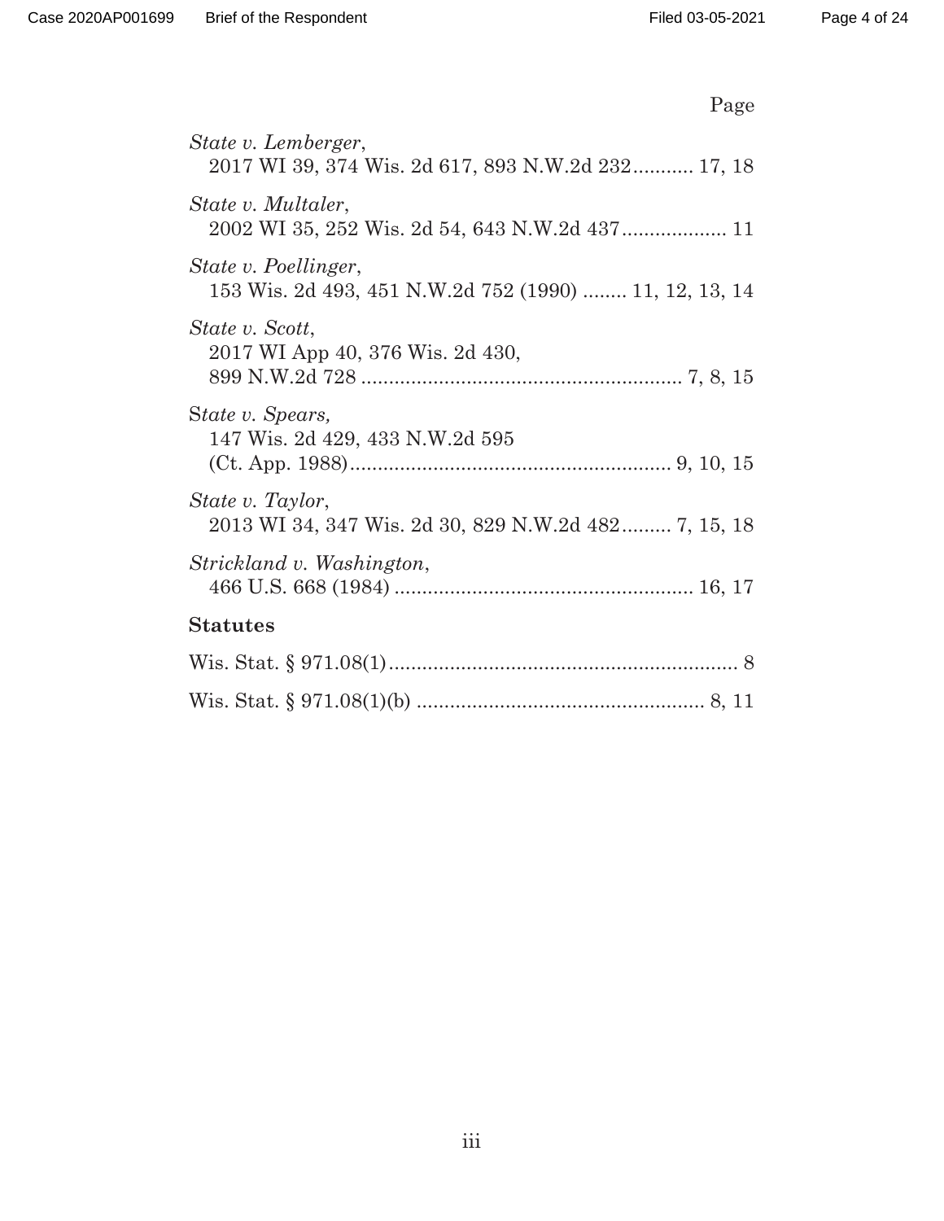Page

*State v. Lemberger*,
2017 WI 39, 374 Wis. 2d 617, 893 N.W.2d 232........... 17, 18

*State v. Multaler*,
2002 WI 35, 252 Wis. 2d 54, 643 N.W.2d 437.................. 11

*State v. Poellinger*,
153 Wis. 2d 493, 451 N.W.2d 752 (1990) ........ 11, 12, 13, 14

*State v. Scott*,
2017 WI App 40, 376 Wis. 2d 430,
899 N.W.2d 728 .......................................................... 7, 8, 15

S*tate v. Spears,*
147 Wis. 2d 429, 433 N.W.2d 595
(Ct. App. 1988).......................................................... 9, 10, 15

*State v. Taylor*,
2013 WI 34, 347 Wis. 2d 30, 829 N.W.2d 482......... 7, 15, 18

*Strickland v. Washington*,
466 U.S. 668 (1984) ...................................................... 16, 17

**Statutes**

Wis. Stat. § 971.08(1)................................................................ 8

Wis. Stat. § 971.08(1)(b) .................................................... 8, 11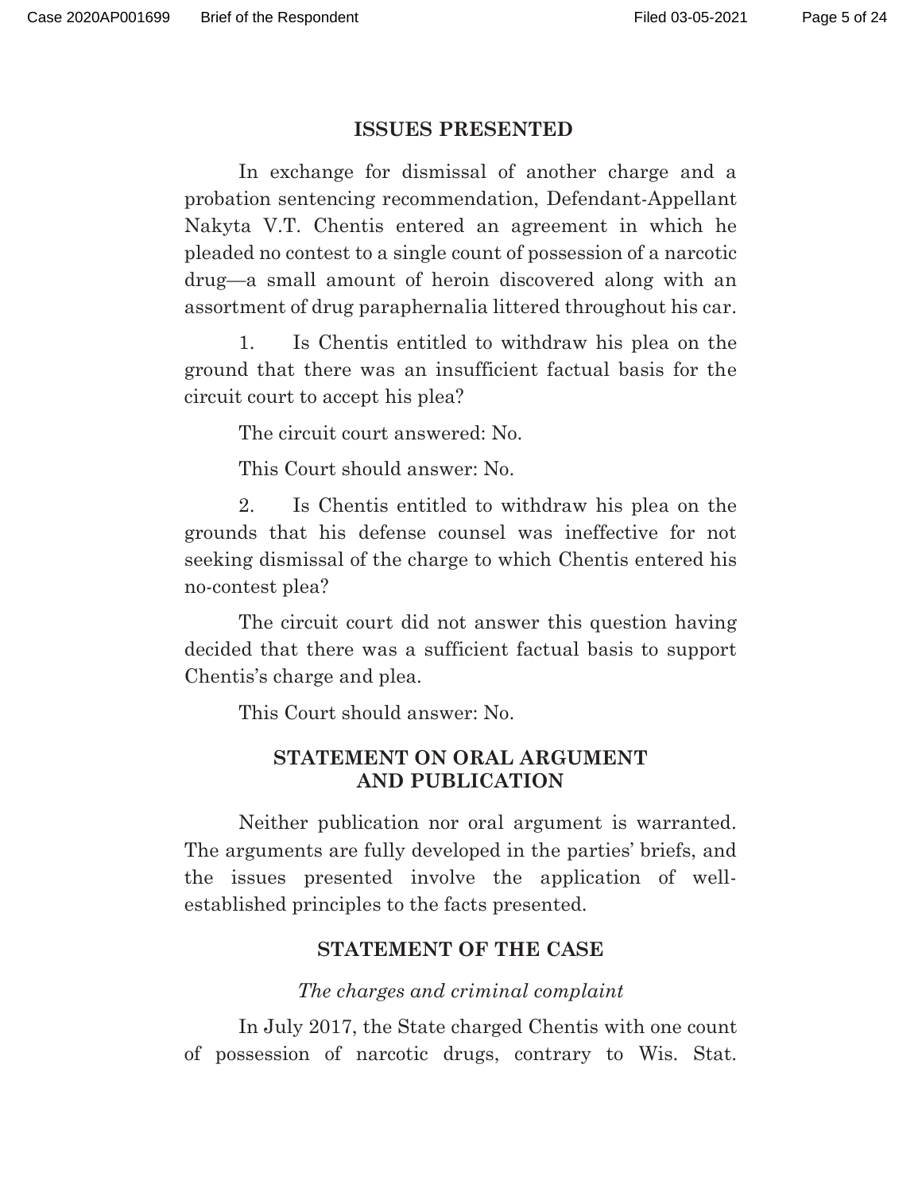## ISSUES PRESENTED

In exchange for dismissal of another charge and a probation sentencing recommendation, Defendant-Appellant Nakyta V.T. Chentis entered an agreement in which he pleaded no contest to a single count of possession of a narcotic drug—a small amount of heroin discovered along with an assortment of drug paraphernalia littered throughout his car.

1. Is Chentis entitled to withdraw his plea on the ground that there was an insufficient factual basis for the circuit court to accept his plea?

The circuit court answered: No.

This Court should answer: No.

2. Is Chentis entitled to withdraw his plea on the grounds that his defense counsel was ineffective for not seeking dismissal of the charge to which Chentis entered his no-contest plea?

The circuit court did not answer this question having decided that there was a sufficient factual basis to support Chentis's charge and plea.

This Court should answer: No.

## STATEMENT ON ORAL ARGUMENT AND PUBLICATION

Neither publication nor oral argument is warranted. The arguments are fully developed in the parties' briefs, and the issues presented involve the application of well-established principles to the facts presented.

## STATEMENT OF THE CASE

*The charges and criminal complaint*

In July 2017, the State charged Chentis with one count of possession of narcotic drugs, contrary to Wis. Stat.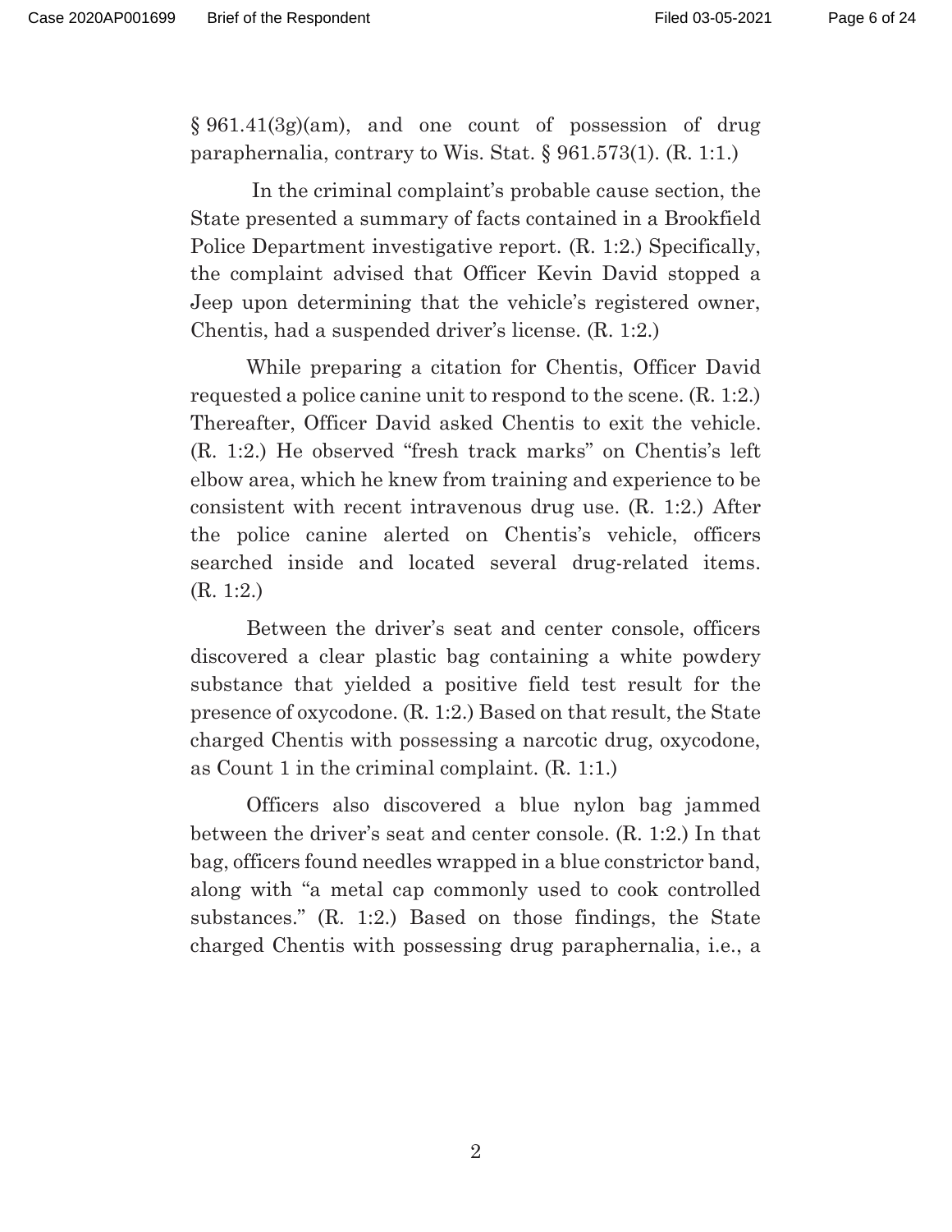§ 961.41(3g)(am), and one count of possession of drug paraphernalia, contrary to Wis. Stat. § 961.573(1). (R. 1:1.)

In the criminal complaint's probable cause section, the State presented a summary of facts contained in a Brookfield Police Department investigative report. (R. 1:2.) Specifically, the complaint advised that Officer Kevin David stopped a Jeep upon determining that the vehicle's registered owner, Chentis, had a suspended driver's license. (R. 1:2.)

While preparing a citation for Chentis, Officer David requested a police canine unit to respond to the scene. (R. 1:2.) Thereafter, Officer David asked Chentis to exit the vehicle. (R. 1:2.) He observed "fresh track marks" on Chentis's left elbow area, which he knew from training and experience to be consistent with recent intravenous drug use. (R. 1:2.) After the police canine alerted on Chentis's vehicle, officers searched inside and located several drug-related items. (R. 1:2.)

Between the driver's seat and center console, officers discovered a clear plastic bag containing a white powdery substance that yielded a positive field test result for the presence of oxycodone. (R. 1:2.) Based on that result, the State charged Chentis with possessing a narcotic drug, oxycodone, as Count 1 in the criminal complaint. (R. 1:1.)

Officers also discovered a blue nylon bag jammed between the driver's seat and center console. (R. 1:2.) In that bag, officers found needles wrapped in a blue constrictor band, along with "a metal cap commonly used to cook controlled substances." (R. 1:2.) Based on those findings, the State charged Chentis with possessing drug paraphernalia, i.e., a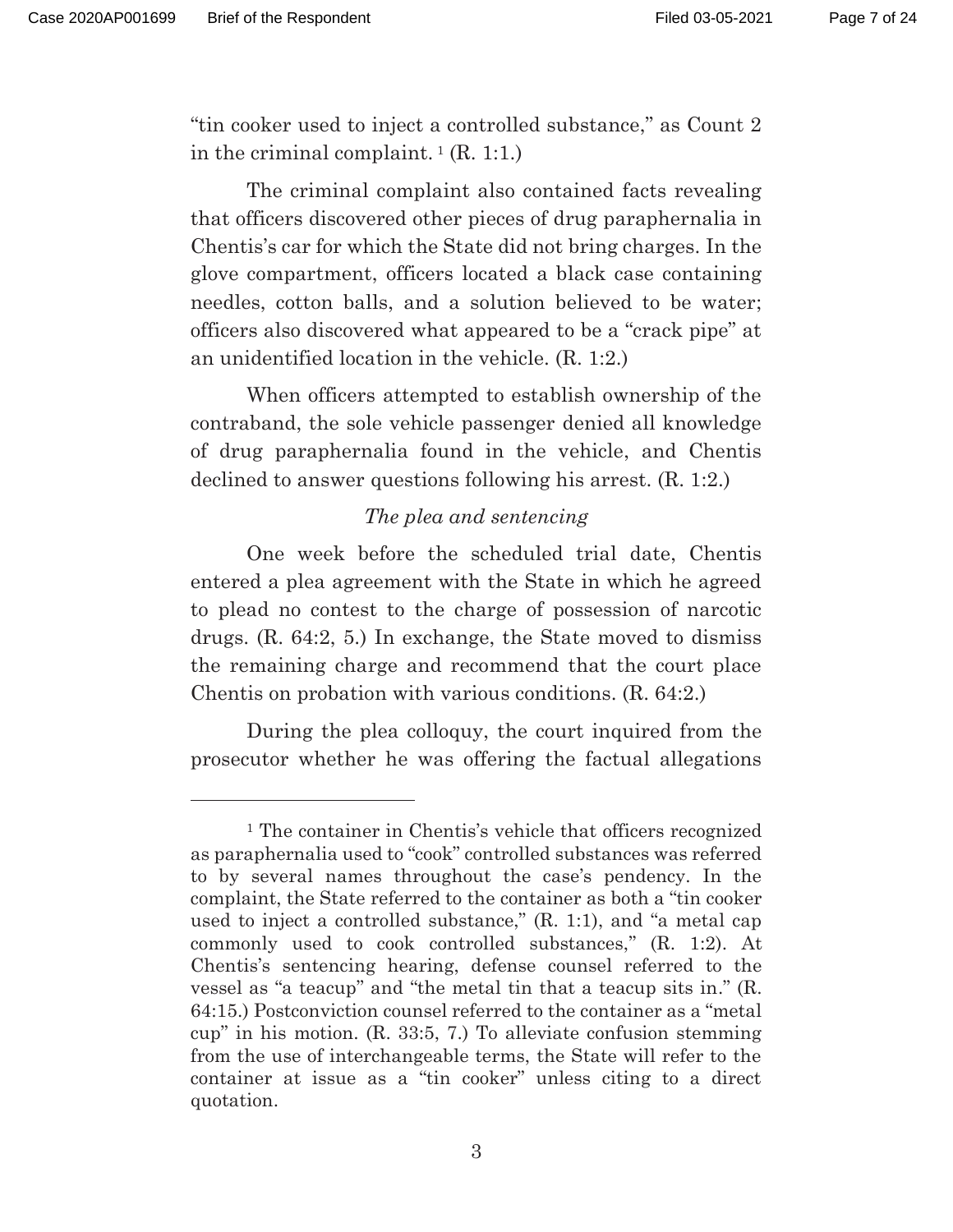"tin cooker used to inject a controlled substance," as Count 2 in the criminal complaint.[1] (R. 1:1.)

The criminal complaint also contained facts revealing that officers discovered other pieces of drug paraphernalia in Chentis's car for which the State did not bring charges. In the glove compartment, officers located a black case containing needles, cotton balls, and a solution believed to be water; officers also discovered what appeared to be a "crack pipe" at an unidentified location in the vehicle. (R. 1:2.)

When officers attempted to establish ownership of the contraband, the sole vehicle passenger denied all knowledge of drug paraphernalia found in the vehicle, and Chentis declined to answer questions following his arrest. (R. 1:2.)

*The plea and sentencing*

One week before the scheduled trial date, Chentis entered a plea agreement with the State in which he agreed to plead no contest to the charge of possession of narcotic drugs. (R. 64:2, 5.) In exchange, the State moved to dismiss the remaining charge and recommend that the court place Chentis on probation with various conditions. (R. 64:2.)

During the plea colloquy, the court inquired from the prosecutor whether he was offering the factual allegations

---

[1] The container in Chentis's vehicle that officers recognized as paraphernalia used to "cook" controlled substances was referred to by several names throughout the case's pendency. In the complaint, the State referred to the container as both a "tin cooker used to inject a controlled substance," (R. 1:1), and "a metal cap commonly used to cook controlled substances," (R. 1:2). At Chentis's sentencing hearing, defense counsel referred to the vessel as "a teacup" and "the metal tin that a teacup sits in." (R. 64:15.) Postconviction counsel referred to the container as a "metal cup" in his motion. (R. 33:5, 7.) To alleviate confusion stemming from the use of interchangeable terms, the State will refer to the container at issue as a "tin cooker" unless citing to a direct quotation.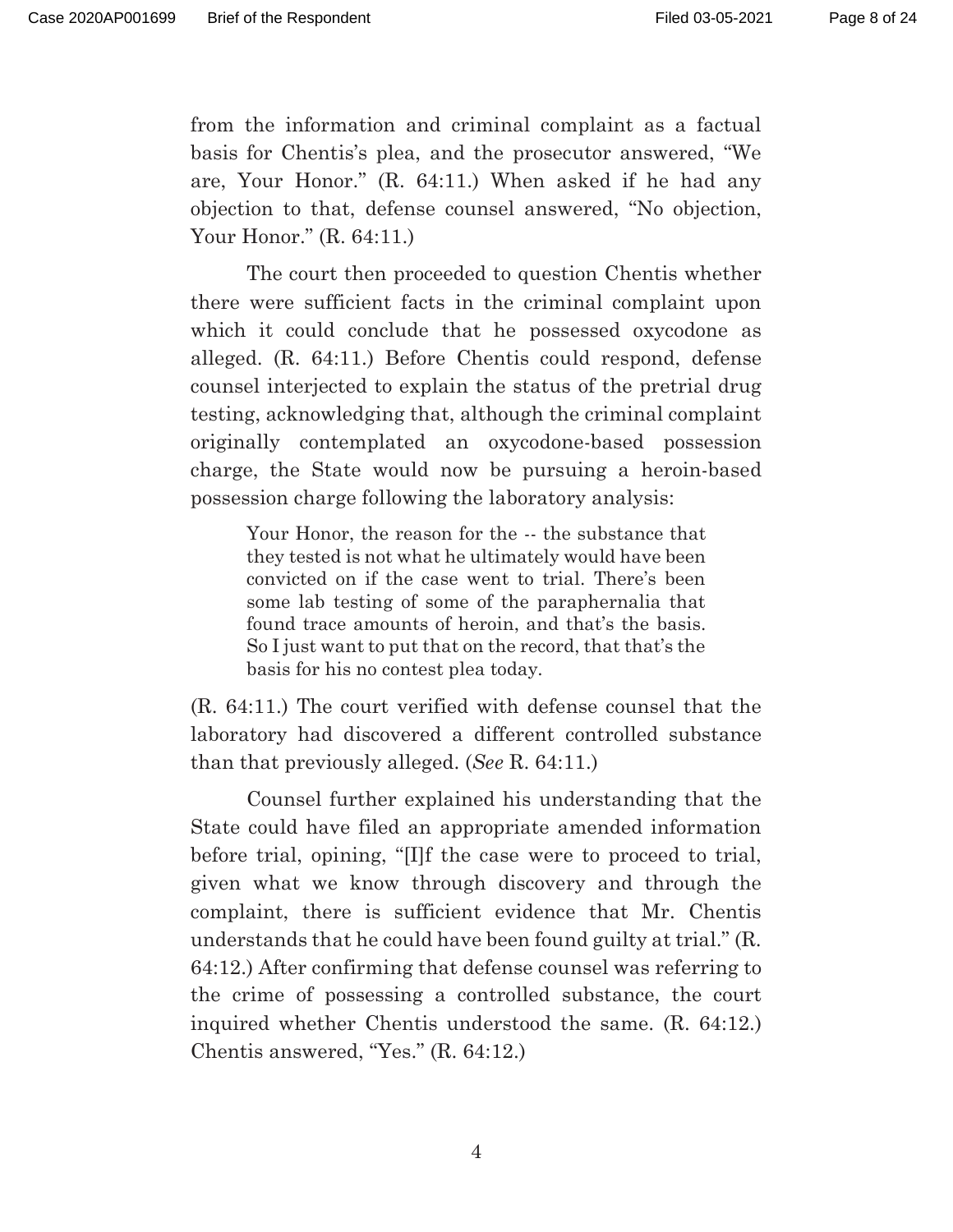from the information and criminal complaint as a factual basis for Chentis's plea, and the prosecutor answered, "We are, Your Honor." (R. 64:11.) When asked if he had any objection to that, defense counsel answered, "No objection, Your Honor." (R. 64:11.)

The court then proceeded to question Chentis whether there were sufficient facts in the criminal complaint upon which it could conclude that he possessed oxycodone as alleged. (R. 64:11.) Before Chentis could respond, defense counsel interjected to explain the status of the pretrial drug testing, acknowledging that, although the criminal complaint originally contemplated an oxycodone-based possession charge, the State would now be pursuing a heroin-based possession charge following the laboratory analysis:

> Your Honor, the reason for the -- the substance that they tested is not what he ultimately would have been convicted on if the case went to trial. There's been some lab testing of some of the paraphernalia that found trace amounts of heroin, and that's the basis. So I just want to put that on the record, that that's the basis for his no contest plea today.

(R. 64:11.) The court verified with defense counsel that the laboratory had discovered a different controlled substance than that previously alleged. (*See* R. 64:11.)

Counsel further explained his understanding that the State could have filed an appropriate amended information before trial, opining, "[I]f the case were to proceed to trial, given what we know through discovery and through the complaint, there is sufficient evidence that Mr. Chentis understands that he could have been found guilty at trial." (R. 64:12.) After confirming that defense counsel was referring to the crime of possessing a controlled substance, the court inquired whether Chentis understood the same. (R. 64:12.) Chentis answered, "Yes." (R. 64:12.)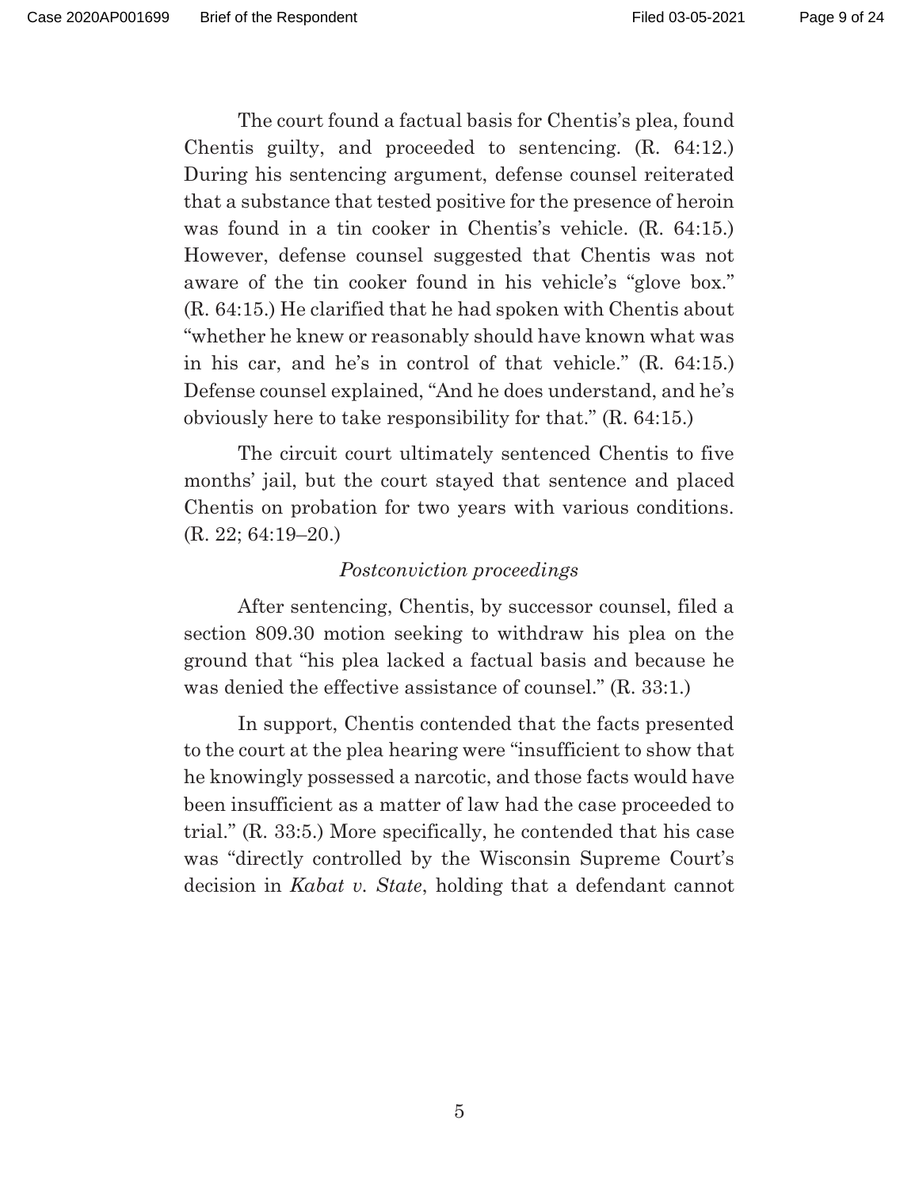The court found a factual basis for Chentis's plea, found Chentis guilty, and proceeded to sentencing. (R. 64:12.) During his sentencing argument, defense counsel reiterated that a substance that tested positive for the presence of heroin was found in a tin cooker in Chentis's vehicle. (R. 64:15.) However, defense counsel suggested that Chentis was not aware of the tin cooker found in his vehicle's "glove box." (R. 64:15.) He clarified that he had spoken with Chentis about "whether he knew or reasonably should have known what was in his car, and he's in control of that vehicle." (R. 64:15.) Defense counsel explained, "And he does understand, and he's obviously here to take responsibility for that." (R. 64:15.)

The circuit court ultimately sentenced Chentis to five months' jail, but the court stayed that sentence and placed Chentis on probation for two years with various conditions. (R. 22; 64:19–20.)

*Postconviction proceedings*

After sentencing, Chentis, by successor counsel, filed a section 809.30 motion seeking to withdraw his plea on the ground that "his plea lacked a factual basis and because he was denied the effective assistance of counsel." (R. 33:1.)

In support, Chentis contended that the facts presented to the court at the plea hearing were "insufficient to show that he knowingly possessed a narcotic, and those facts would have been insufficient as a matter of law had the case proceeded to trial." (R. 33:5.) More specifically, he contended that his case was "directly controlled by the Wisconsin Supreme Court's decision in *Kabat v. State*, holding that a defendant cannot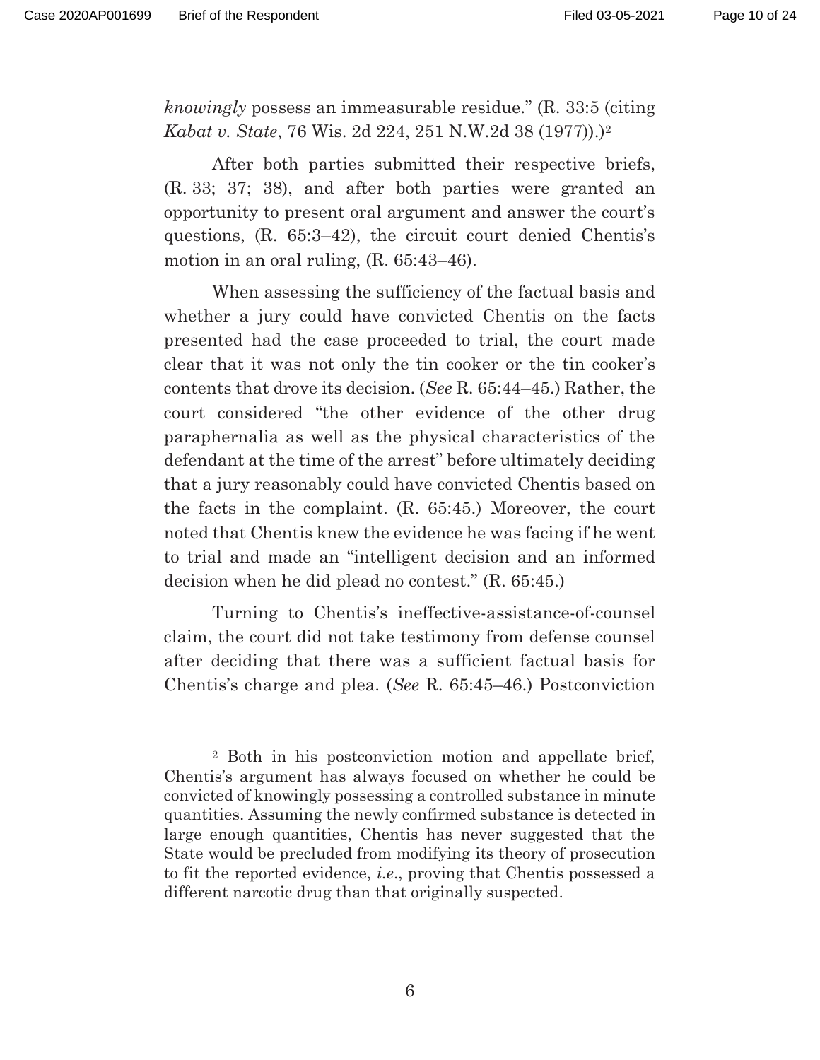*knowingly* possess an immeasurable residue." (R. 33:5 (citing *Kabat v. State*, 76 Wis. 2d 224, 251 N.W.2d 38 (1977)).)[2]

After both parties submitted their respective briefs, (R. 33; 37; 38), and after both parties were granted an opportunity to present oral argument and answer the court's questions, (R. 65:3–42), the circuit court denied Chentis's motion in an oral ruling, (R. 65:43–46).

When assessing the sufficiency of the factual basis and whether a jury could have convicted Chentis on the facts presented had the case proceeded to trial, the court made clear that it was not only the tin cooker or the tin cooker's contents that drove its decision. (*See* R. 65:44–45.) Rather, the court considered "the other evidence of the other drug paraphernalia as well as the physical characteristics of the defendant at the time of the arrest" before ultimately deciding that a jury reasonably could have convicted Chentis based on the facts in the complaint. (R. 65:45.) Moreover, the court noted that Chentis knew the evidence he was facing if he went to trial and made an "intelligent decision and an informed decision when he did plead no contest." (R. 65:45.)

Turning to Chentis's ineffective-assistance-of-counsel claim, the court did not take testimony from defense counsel after deciding that there was a sufficient factual basis for Chentis's charge and plea. (*See* R. 65:45–46.) Postconviction

---

[2] Both in his postconviction motion and appellate brief, Chentis's argument has always focused on whether he could be convicted of knowingly possessing a controlled substance in minute quantities. Assuming the newly confirmed substance is detected in large enough quantities, Chentis has never suggested that the State would be precluded from modifying its theory of prosecution to fit the reported evidence, *i.e.*, proving that Chentis possessed a different narcotic drug than that originally suspected.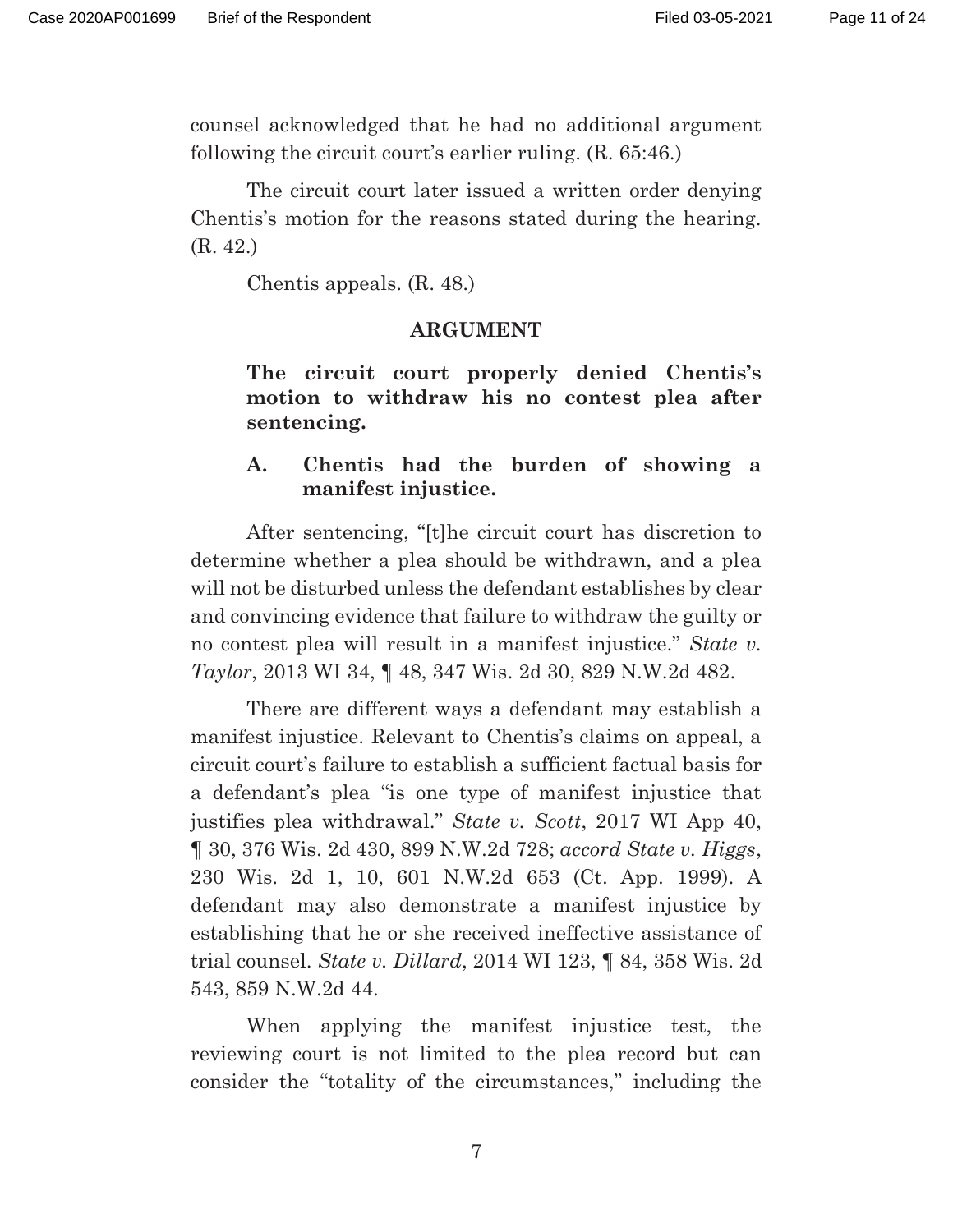counsel acknowledged that he had no additional argument following the circuit court's earlier ruling. (R. 65:46.)

The circuit court later issued a written order denying Chentis's motion for the reasons stated during the hearing. (R. 42.)

Chentis appeals. (R. 48.)

## ARGUMENT

### The circuit court properly denied Chentis's motion to withdraw his no contest plea after sentencing.

#### A. Chentis had the burden of showing a manifest injustice.

After sentencing, "[t]he circuit court has discretion to determine whether a plea should be withdrawn, and a plea will not be disturbed unless the defendant establishes by clear and convincing evidence that failure to withdraw the guilty or no contest plea will result in a manifest injustice." *State v. Taylor*, 2013 WI 34, ¶ 48, 347 Wis. 2d 30, 829 N.W.2d 482.

There are different ways a defendant may establish a manifest injustice. Relevant to Chentis's claims on appeal, a circuit court's failure to establish a sufficient factual basis for a defendant's plea "is one type of manifest injustice that justifies plea withdrawal." *State v. Scott*, 2017 WI App 40, ¶ 30, 376 Wis. 2d 430, 899 N.W.2d 728; *accord State v. Higgs*, 230 Wis. 2d 1, 10, 601 N.W.2d 653 (Ct. App. 1999). A defendant may also demonstrate a manifest injustice by establishing that he or she received ineffective assistance of trial counsel. *State v. Dillard*, 2014 WI 123, ¶ 84, 358 Wis. 2d 543, 859 N.W.2d 44.

When applying the manifest injustice test, the reviewing court is not limited to the plea record but can consider the "totality of the circumstances," including the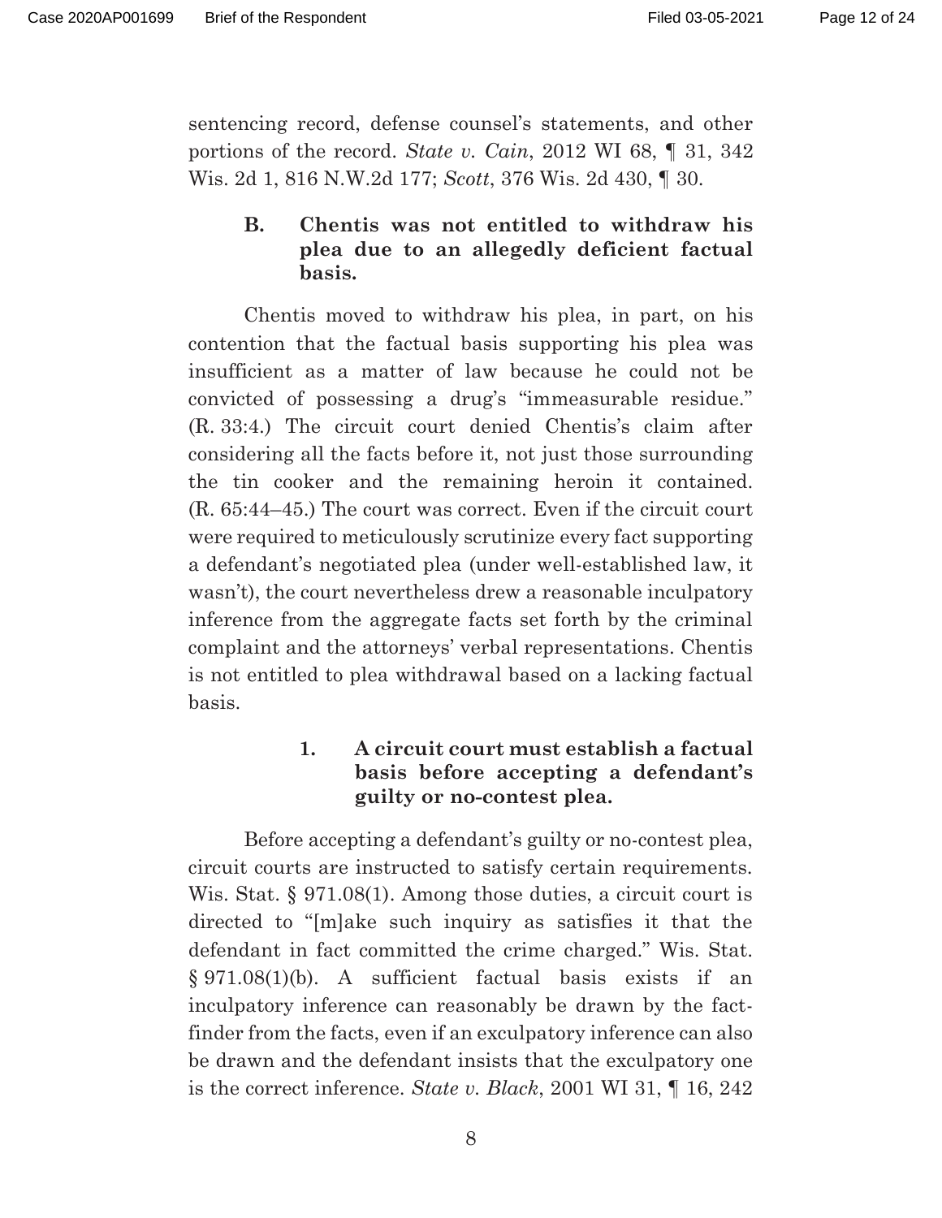sentencing record, defense counsel's statements, and other portions of the record. *State v. Cain*, 2012 WI 68, ¶ 31, 342 Wis. 2d 1, 816 N.W.2d 177; *Scott*, 376 Wis. 2d 430, ¶ 30.

### B. Chentis was not entitled to withdraw his plea due to an allegedly deficient factual basis.

Chentis moved to withdraw his plea, in part, on his contention that the factual basis supporting his plea was insufficient as a matter of law because he could not be convicted of possessing a drug's "immeasurable residue." (R. 33:4.) The circuit court denied Chentis's claim after considering all the facts before it, not just those surrounding the tin cooker and the remaining heroin it contained. (R. 65:44–45.) The court was correct. Even if the circuit court were required to meticulously scrutinize every fact supporting a defendant's negotiated plea (under well-established law, it wasn't), the court nevertheless drew a reasonable inculpatory inference from the aggregate facts set forth by the criminal complaint and the attorneys' verbal representations. Chentis is not entitled to plea withdrawal based on a lacking factual basis.

#### 1. A circuit court must establish a factual basis before accepting a defendant's guilty or no-contest plea.

Before accepting a defendant's guilty or no-contest plea, circuit courts are instructed to satisfy certain requirements. Wis. Stat. § 971.08(1). Among those duties, a circuit court is directed to "[m]ake such inquiry as satisfies it that the defendant in fact committed the crime charged." Wis. Stat. § 971.08(1)(b). A sufficient factual basis exists if an inculpatory inference can reasonably be drawn by the fact-finder from the facts, even if an exculpatory inference can also be drawn and the defendant insists that the exculpatory one is the correct inference. *State v. Black*, 2001 WI 31, ¶ 16, 242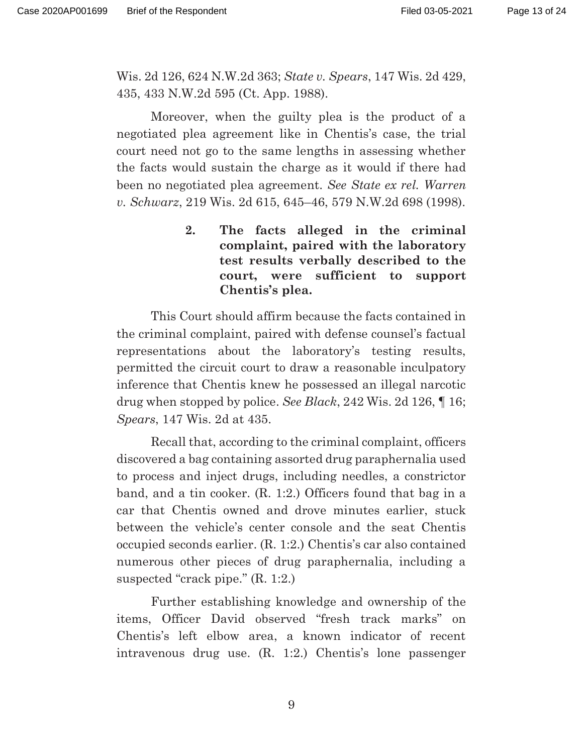Wis. 2d 126, 624 N.W.2d 363; *State v. Spears*, 147 Wis. 2d 429, 435, 433 N.W.2d 595 (Ct. App. 1988).

Moreover, when the guilty plea is the product of a negotiated plea agreement like in Chentis's case, the trial court need not go to the same lengths in assessing whether the facts would sustain the charge as it would if there had been no negotiated plea agreement. *See State ex rel. Warren v. Schwarz*, 219 Wis. 2d 615, 645–46, 579 N.W.2d 698 (1998).

**2. The facts alleged in the criminal complaint, paired with the laboratory test results verbally described to the court, were sufficient to support Chentis's plea.**

This Court should affirm because the facts contained in the criminal complaint, paired with defense counsel's factual representations about the laboratory's testing results, permitted the circuit court to draw a reasonable inculpatory inference that Chentis knew he possessed an illegal narcotic drug when stopped by police. *See Black*, 242 Wis. 2d 126, ¶ 16; *Spears*, 147 Wis. 2d at 435.

Recall that, according to the criminal complaint, officers discovered a bag containing assorted drug paraphernalia used to process and inject drugs, including needles, a constrictor band, and a tin cooker. (R. 1:2.) Officers found that bag in a car that Chentis owned and drove minutes earlier, stuck between the vehicle's center console and the seat Chentis occupied seconds earlier. (R. 1:2.) Chentis's car also contained numerous other pieces of drug paraphernalia, including a suspected "crack pipe." (R. 1:2.)

Further establishing knowledge and ownership of the items, Officer David observed "fresh track marks" on Chentis's left elbow area, a known indicator of recent intravenous drug use. (R. 1:2.) Chentis's lone passenger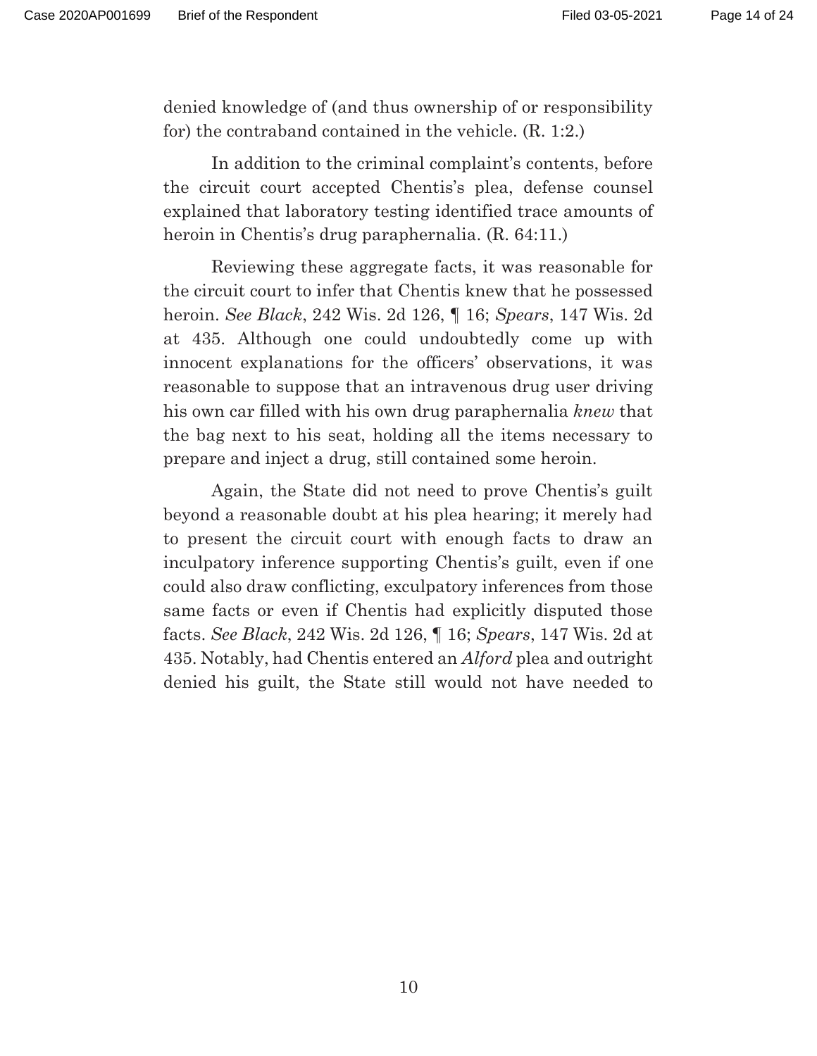denied knowledge of (and thus ownership of or responsibility for) the contraband contained in the vehicle. (R. 1:2.)

In addition to the criminal complaint's contents, before the circuit court accepted Chentis's plea, defense counsel explained that laboratory testing identified trace amounts of heroin in Chentis's drug paraphernalia. (R. 64:11.)

Reviewing these aggregate facts, it was reasonable for the circuit court to infer that Chentis knew that he possessed heroin. *See Black*, 242 Wis. 2d 126, ¶ 16; *Spears*, 147 Wis. 2d at 435. Although one could undoubtedly come up with innocent explanations for the officers' observations, it was reasonable to suppose that an intravenous drug user driving his own car filled with his own drug paraphernalia *knew* that the bag next to his seat, holding all the items necessary to prepare and inject a drug, still contained some heroin.

Again, the State did not need to prove Chentis's guilt beyond a reasonable doubt at his plea hearing; it merely had to present the circuit court with enough facts to draw an inculpatory inference supporting Chentis's guilt, even if one could also draw conflicting, exculpatory inferences from those same facts or even if Chentis had explicitly disputed those facts. *See Black*, 242 Wis. 2d 126, ¶ 16; *Spears*, 147 Wis. 2d at 435. Notably, had Chentis entered an *Alford* plea and outright denied his guilt, the State still would not have needed to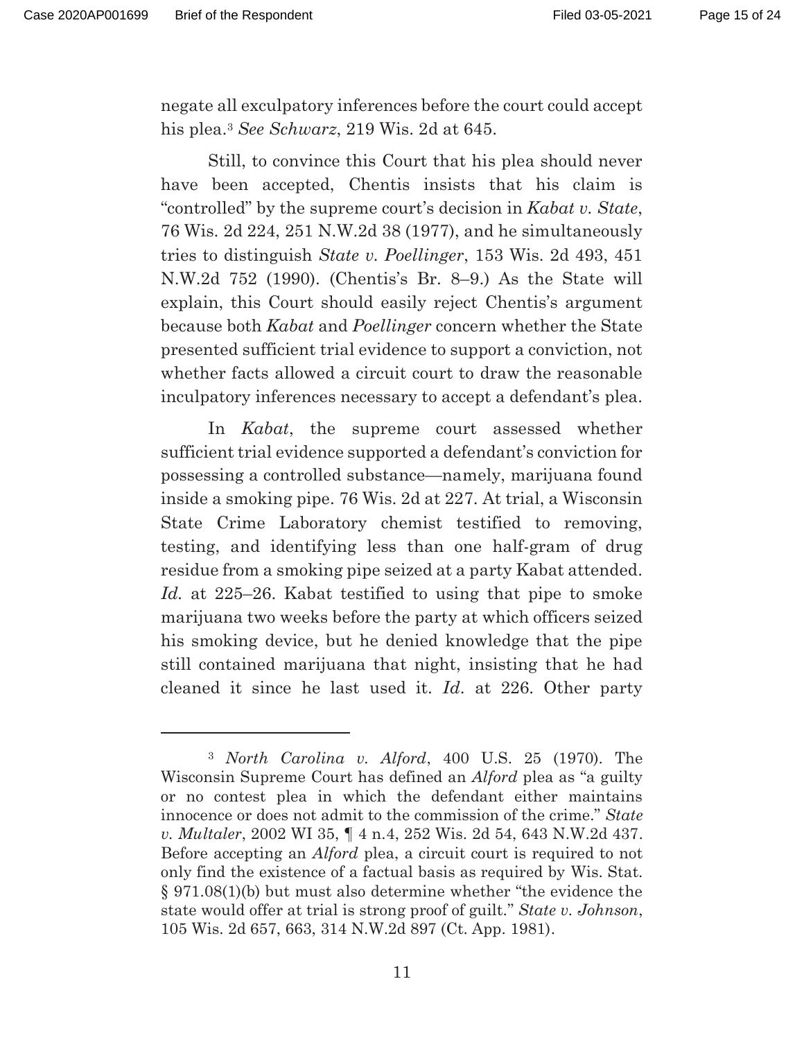negate all exculpatory inferences before the court could accept his plea.[3] *See Schwarz*, 219 Wis. 2d at 645.

Still, to convince this Court that his plea should never have been accepted, Chentis insists that his claim is "controlled" by the supreme court's decision in *Kabat v. State*, 76 Wis. 2d 224, 251 N.W.2d 38 (1977), and he simultaneously tries to distinguish *State v. Poellinger*, 153 Wis. 2d 493, 451 N.W.2d 752 (1990). (Chentis's Br. 8–9.) As the State will explain, this Court should easily reject Chentis's argument because both *Kabat* and *Poellinger* concern whether the State presented sufficient trial evidence to support a conviction, not whether facts allowed a circuit court to draw the reasonable inculpatory inferences necessary to accept a defendant's plea.

In *Kabat*, the supreme court assessed whether sufficient trial evidence supported a defendant's conviction for possessing a controlled substance—namely, marijuana found inside a smoking pipe. 76 Wis. 2d at 227. At trial, a Wisconsin State Crime Laboratory chemist testified to removing, testing, and identifying less than one half-gram of drug residue from a smoking pipe seized at a party Kabat attended. *Id.* at 225–26. Kabat testified to using that pipe to smoke marijuana two weeks before the party at which officers seized his smoking device, but he denied knowledge that the pipe still contained marijuana that night, insisting that he had cleaned it since he last used it. *Id.* at 226. Other party

---

[3] *North Carolina v. Alford*, 400 U.S. 25 (1970). The Wisconsin Supreme Court has defined an *Alford* plea as "a guilty or no contest plea in which the defendant either maintains innocence or does not admit to the commission of the crime." *State v. Multaler*, 2002 WI 35, ¶ 4 n.4, 252 Wis. 2d 54, 643 N.W.2d 437. Before accepting an *Alford* plea, a circuit court is required to not only find the existence of a factual basis as required by Wis. Stat. § 971.08(1)(b) but must also determine whether "the evidence the state would offer at trial is strong proof of guilt." *State v. Johnson*, 105 Wis. 2d 657, 663, 314 N.W.2d 897 (Ct. App. 1981).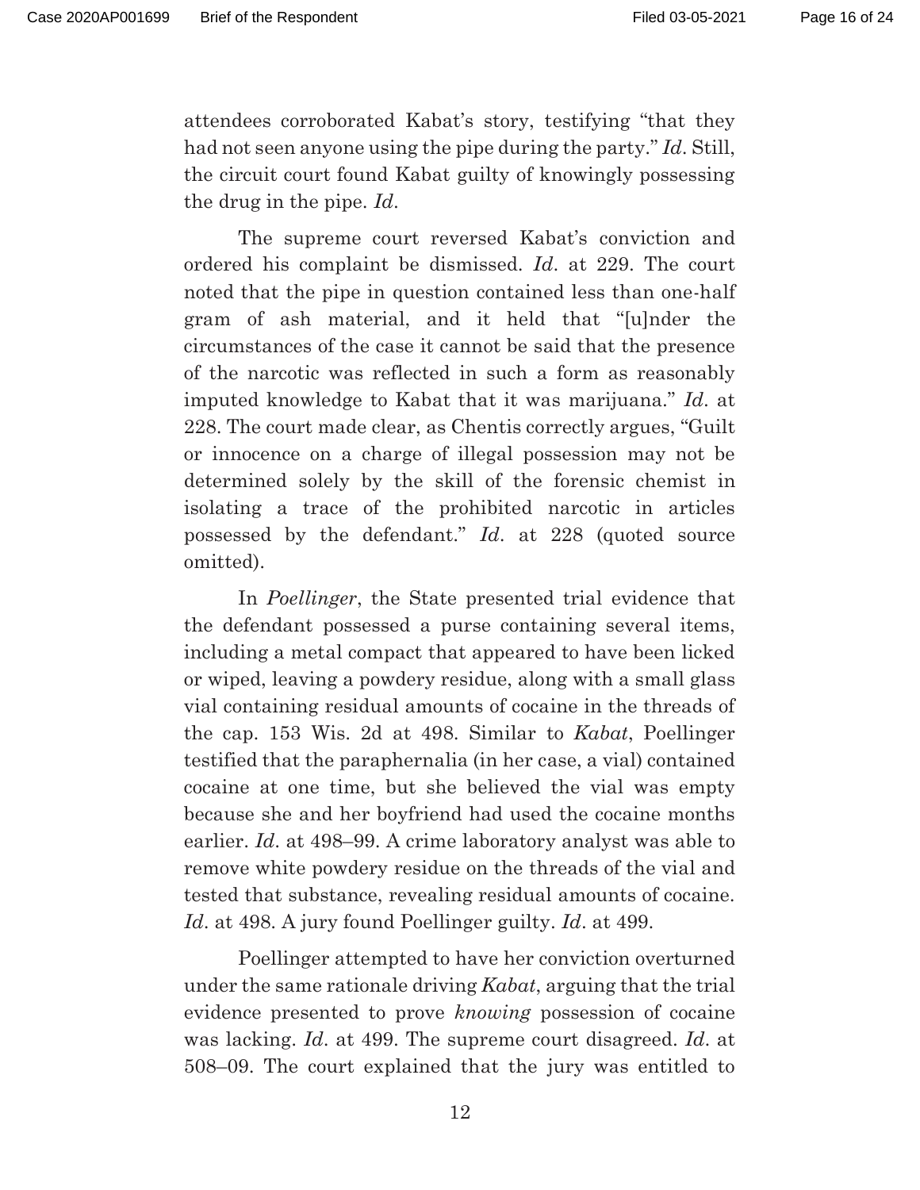attendees corroborated Kabat's story, testifying "that they had not seen anyone using the pipe during the party." *Id*. Still, the circuit court found Kabat guilty of knowingly possessing the drug in the pipe. *Id*.

The supreme court reversed Kabat's conviction and ordered his complaint be dismissed. *Id*. at 229. The court noted that the pipe in question contained less than one-half gram of ash material, and it held that "[u]nder the circumstances of the case it cannot be said that the presence of the narcotic was reflected in such a form as reasonably imputed knowledge to Kabat that it was marijuana." *Id*. at 228. The court made clear, as Chentis correctly argues, "Guilt or innocence on a charge of illegal possession may not be determined solely by the skill of the forensic chemist in isolating a trace of the prohibited narcotic in articles possessed by the defendant." *Id*. at 228 (quoted source omitted).

In *Poellinger*, the State presented trial evidence that the defendant possessed a purse containing several items, including a metal compact that appeared to have been licked or wiped, leaving a powdery residue, along with a small glass vial containing residual amounts of cocaine in the threads of the cap. 153 Wis. 2d at 498. Similar to *Kabat*, Poellinger testified that the paraphernalia (in her case, a vial) contained cocaine at one time, but she believed the vial was empty because she and her boyfriend had used the cocaine months earlier. *Id*. at 498–99. A crime laboratory analyst was able to remove white powdery residue on the threads of the vial and tested that substance, revealing residual amounts of cocaine. *Id*. at 498. A jury found Poellinger guilty. *Id*. at 499.

Poellinger attempted to have her conviction overturned under the same rationale driving *Kabat*, arguing that the trial evidence presented to prove *knowing* possession of cocaine was lacking. *Id*. at 499. The supreme court disagreed. *Id*. at 508–09. The court explained that the jury was entitled to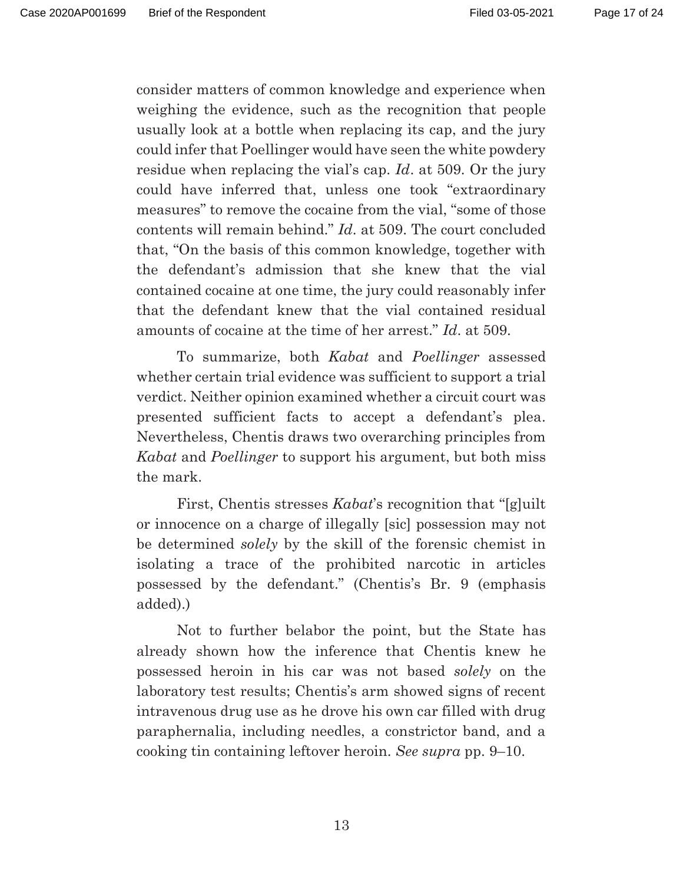consider matters of common knowledge and experience when weighing the evidence, such as the recognition that people usually look at a bottle when replacing its cap, and the jury could infer that Poellinger would have seen the white powdery residue when replacing the vial's cap. *Id*. at 509. Or the jury could have inferred that, unless one took "extraordinary measures" to remove the cocaine from the vial, "some of those contents will remain behind." *Id*. at 509. The court concluded that, "On the basis of this common knowledge, together with the defendant's admission that she knew that the vial contained cocaine at one time, the jury could reasonably infer that the defendant knew that the vial contained residual amounts of cocaine at the time of her arrest." *Id*. at 509.

To summarize, both *Kabat* and *Poellinger* assessed whether certain trial evidence was sufficient to support a trial verdict. Neither opinion examined whether a circuit court was presented sufficient facts to accept a defendant's plea. Nevertheless, Chentis draws two overarching principles from *Kabat* and *Poellinger* to support his argument, but both miss the mark.

First, Chentis stresses *Kabat*'s recognition that "[g]uilt or innocence on a charge of illegally [sic] possession may not be determined *solely* by the skill of the forensic chemist in isolating a trace of the prohibited narcotic in articles possessed by the defendant." (Chentis's Br. 9 (emphasis added).)

Not to further belabor the point, but the State has already shown how the inference that Chentis knew he possessed heroin in his car was not based *solely* on the laboratory test results; Chentis's arm showed signs of recent intravenous drug use as he drove his own car filled with drug paraphernalia, including needles, a constrictor band, and a cooking tin containing leftover heroin. *See supra* pp. 9–10.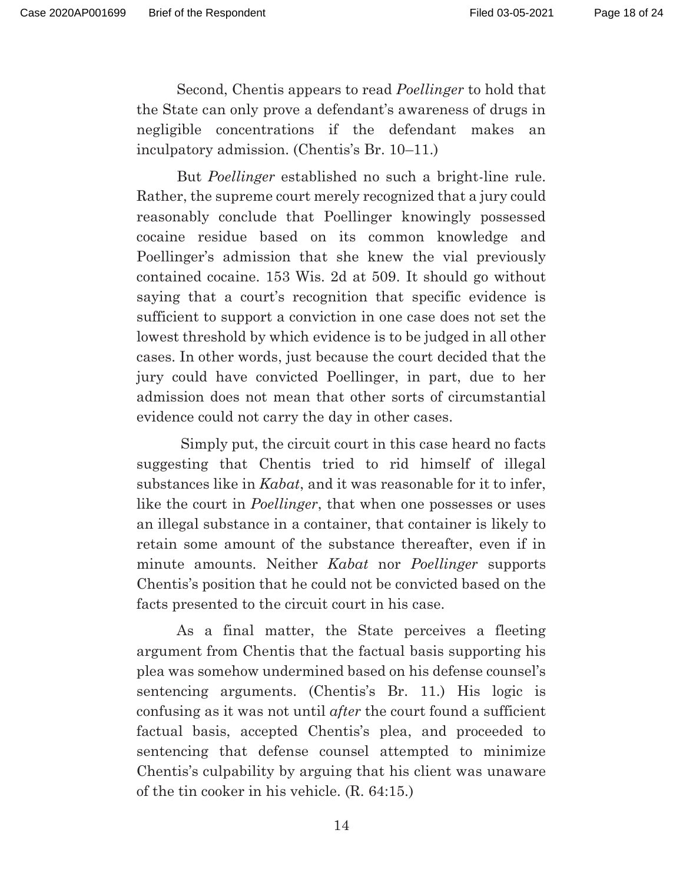Second, Chentis appears to read *Poellinger* to hold that the State can only prove a defendant's awareness of drugs in negligible concentrations if the defendant makes an inculpatory admission. (Chentis's Br. 10–11.)

But *Poellinger* established no such a bright-line rule. Rather, the supreme court merely recognized that a jury could reasonably conclude that Poellinger knowingly possessed cocaine residue based on its common knowledge and Poellinger's admission that she knew the vial previously contained cocaine. 153 Wis. 2d at 509. It should go without saying that a court's recognition that specific evidence is sufficient to support a conviction in one case does not set the lowest threshold by which evidence is to be judged in all other cases. In other words, just because the court decided that the jury could have convicted Poellinger, in part, due to her admission does not mean that other sorts of circumstantial evidence could not carry the day in other cases.

Simply put, the circuit court in this case heard no facts suggesting that Chentis tried to rid himself of illegal substances like in *Kabat*, and it was reasonable for it to infer, like the court in *Poellinger*, that when one possesses or uses an illegal substance in a container, that container is likely to retain some amount of the substance thereafter, even if in minute amounts. Neither *Kabat* nor *Poellinger* supports Chentis's position that he could not be convicted based on the facts presented to the circuit court in his case.

As a final matter, the State perceives a fleeting argument from Chentis that the factual basis supporting his plea was somehow undermined based on his defense counsel's sentencing arguments. (Chentis's Br. 11.) His logic is confusing as it was not until *after* the court found a sufficient factual basis, accepted Chentis's plea, and proceeded to sentencing that defense counsel attempted to minimize Chentis's culpability by arguing that his client was unaware of the tin cooker in his vehicle. (R. 64:15.)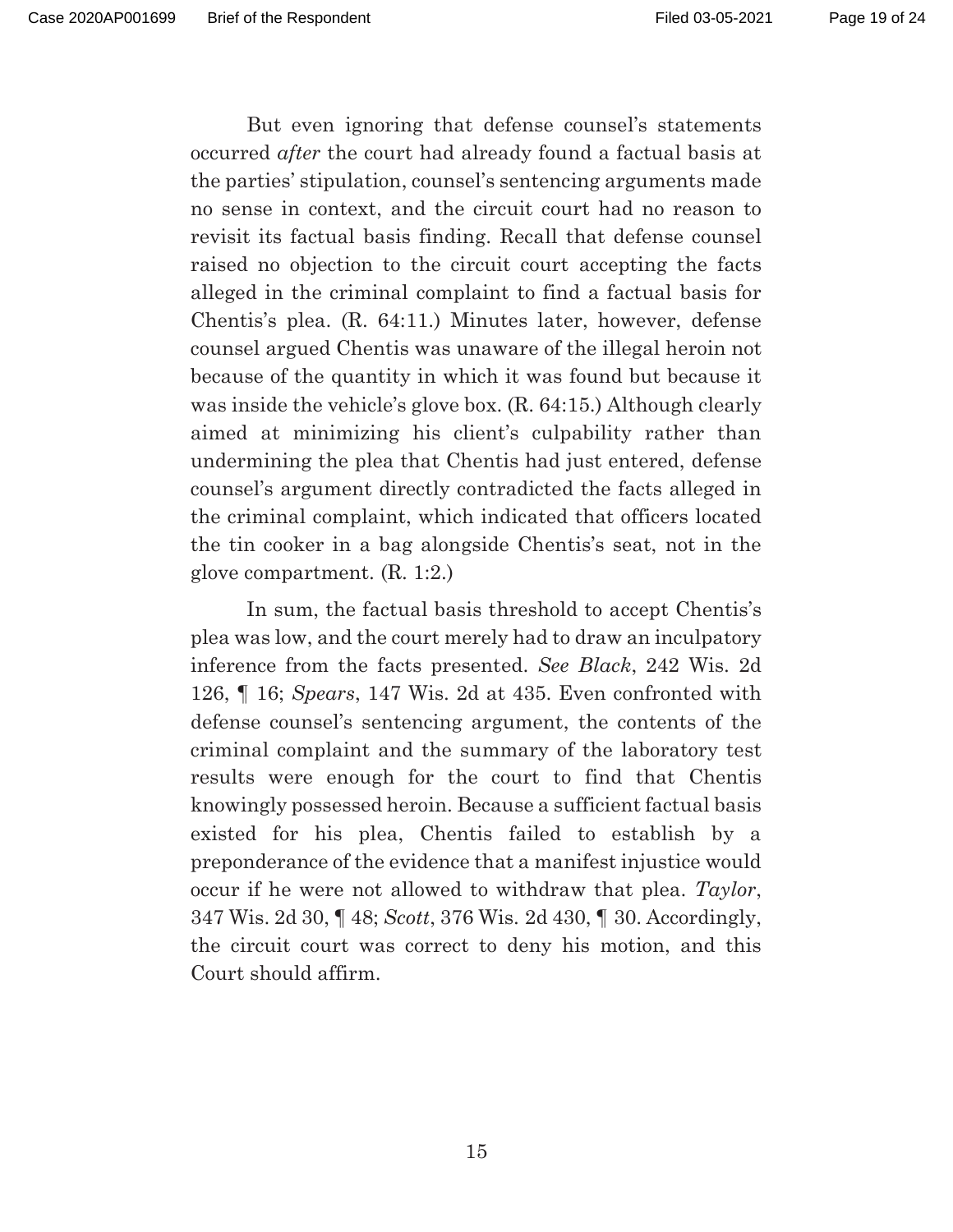But even ignoring that defense counsel's statements occurred *after* the court had already found a factual basis at the parties' stipulation, counsel's sentencing arguments made no sense in context, and the circuit court had no reason to revisit its factual basis finding. Recall that defense counsel raised no objection to the circuit court accepting the facts alleged in the criminal complaint to find a factual basis for Chentis's plea. (R. 64:11.) Minutes later, however, defense counsel argued Chentis was unaware of the illegal heroin not because of the quantity in which it was found but because it was inside the vehicle's glove box. (R. 64:15.) Although clearly aimed at minimizing his client's culpability rather than undermining the plea that Chentis had just entered, defense counsel's argument directly contradicted the facts alleged in the criminal complaint, which indicated that officers located the tin cooker in a bag alongside Chentis's seat, not in the glove compartment. (R. 1:2.)

In sum, the factual basis threshold to accept Chentis's plea was low, and the court merely had to draw an inculpatory inference from the facts presented. *See Black*, 242 Wis. 2d 126, ¶ 16; *Spears*, 147 Wis. 2d at 435. Even confronted with defense counsel's sentencing argument, the contents of the criminal complaint and the summary of the laboratory test results were enough for the court to find that Chentis knowingly possessed heroin. Because a sufficient factual basis existed for his plea, Chentis failed to establish by a preponderance of the evidence that a manifest injustice would occur if he were not allowed to withdraw that plea. *Taylor*, 347 Wis. 2d 30, ¶ 48; *Scott*, 376 Wis. 2d 430, ¶ 30. Accordingly, the circuit court was correct to deny his motion, and this Court should affirm.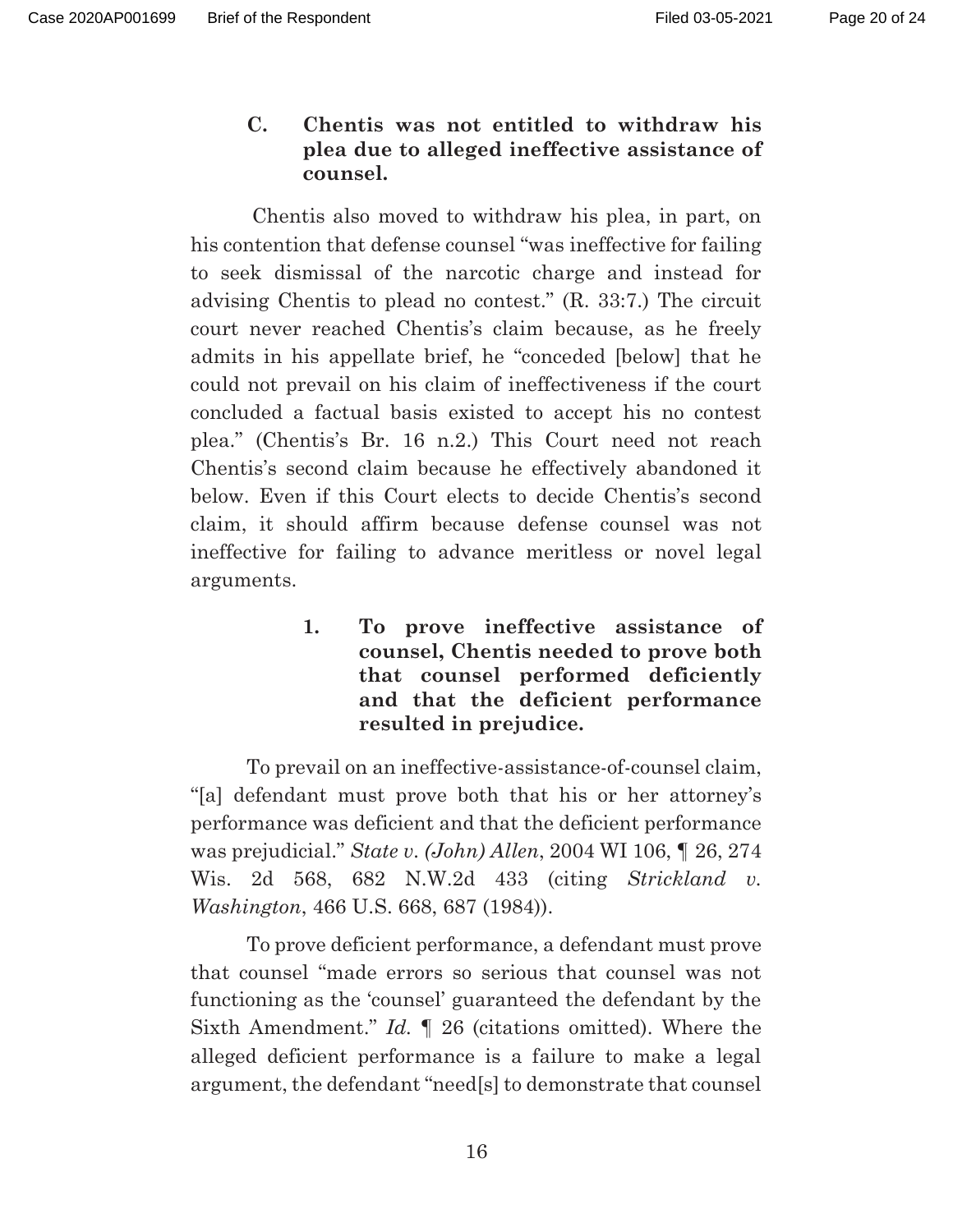### C. Chentis was not entitled to withdraw his plea due to alleged ineffective assistance of counsel.

Chentis also moved to withdraw his plea, in part, on his contention that defense counsel "was ineffective for failing to seek dismissal of the narcotic charge and instead for advising Chentis to plead no contest." (R. 33:7.) The circuit court never reached Chentis's claim because, as he freely admits in his appellate brief, he "conceded [below] that he could not prevail on his claim of ineffectiveness if the court concluded a factual basis existed to accept his no contest plea." (Chentis's Br. 16 n.2.) This Court need not reach Chentis's second claim because he effectively abandoned it below. Even if this Court elects to decide Chentis's second claim, it should affirm because defense counsel was not ineffective for failing to advance meritless or novel legal arguments.

#### 1. To prove ineffective assistance of counsel, Chentis needed to prove both that counsel performed deficiently and that the deficient performance resulted in prejudice.

To prevail on an ineffective-assistance-of-counsel claim, "[a] defendant must prove both that his or her attorney's performance was deficient and that the deficient performance was prejudicial." *State v. (John) Allen*, 2004 WI 106, ¶ 26, 274 Wis. 2d 568, 682 N.W.2d 433 (citing *Strickland v. Washington*, 466 U.S. 668, 687 (1984)).

To prove deficient performance, a defendant must prove that counsel "made errors so serious that counsel was not functioning as the 'counsel' guaranteed the defendant by the Sixth Amendment." *Id.* ¶ 26 (citations omitted). Where the alleged deficient performance is a failure to make a legal argument, the defendant "need[s] to demonstrate that counsel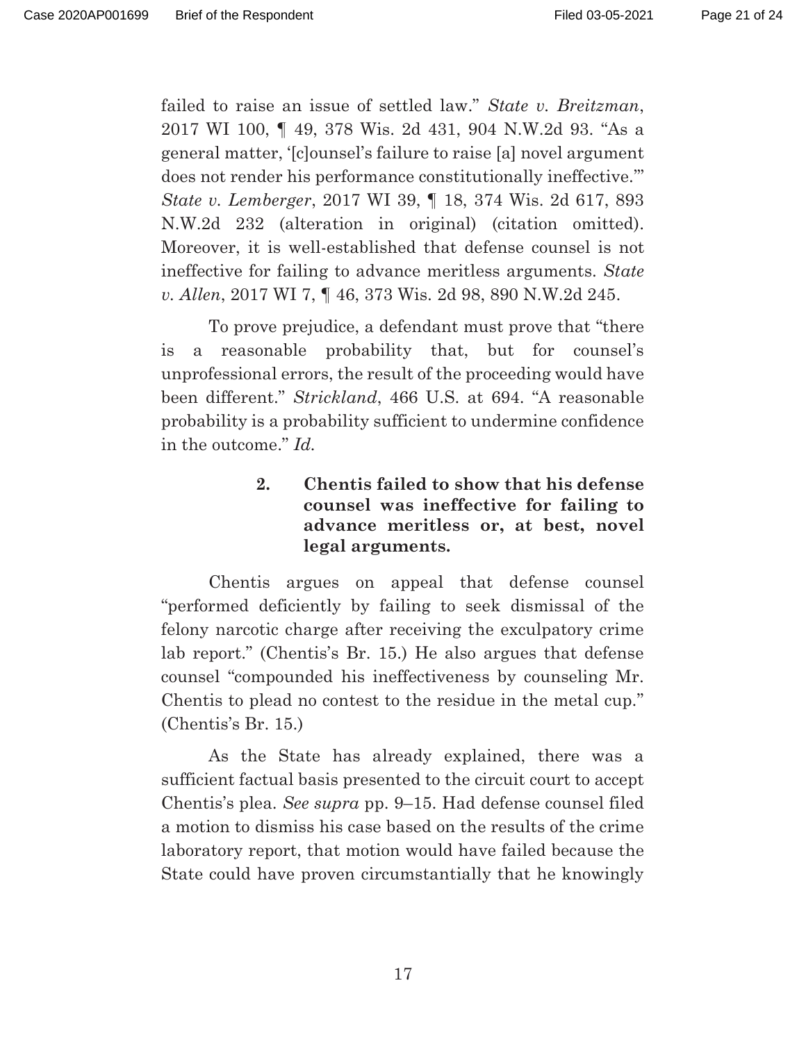failed to raise an issue of settled law." *State v. Breitzman*, 2017 WI 100, ¶ 49, 378 Wis. 2d 431, 904 N.W.2d 93. "As a general matter, '[c]ounsel's failure to raise [a] novel argument does not render his performance constitutionally ineffective.'" *State v. Lemberger*, 2017 WI 39, ¶ 18, 374 Wis. 2d 617, 893 N.W.2d 232 (alteration in original) (citation omitted). Moreover, it is well-established that defense counsel is not ineffective for failing to advance meritless arguments. *State v. Allen*, 2017 WI 7, ¶ 46, 373 Wis. 2d 98, 890 N.W.2d 245.

To prove prejudice, a defendant must prove that "there is a reasonable probability that, but for counsel's unprofessional errors, the result of the proceeding would have been different." *Strickland*, 466 U.S. at 694. "A reasonable probability is a probability sufficient to undermine confidence in the outcome." *Id.*

**2. Chentis failed to show that his defense counsel was ineffective for failing to advance meritless or, at best, novel legal arguments.**

Chentis argues on appeal that defense counsel "performed deficiently by failing to seek dismissal of the felony narcotic charge after receiving the exculpatory crime lab report." (Chentis's Br. 15.) He also argues that defense counsel "compounded his ineffectiveness by counseling Mr. Chentis to plead no contest to the residue in the metal cup." (Chentis's Br. 15.)

As the State has already explained, there was a sufficient factual basis presented to the circuit court to accept Chentis's plea. *See supra* pp. 9–15. Had defense counsel filed a motion to dismiss his case based on the results of the crime laboratory report, that motion would have failed because the State could have proven circumstantially that he knowingly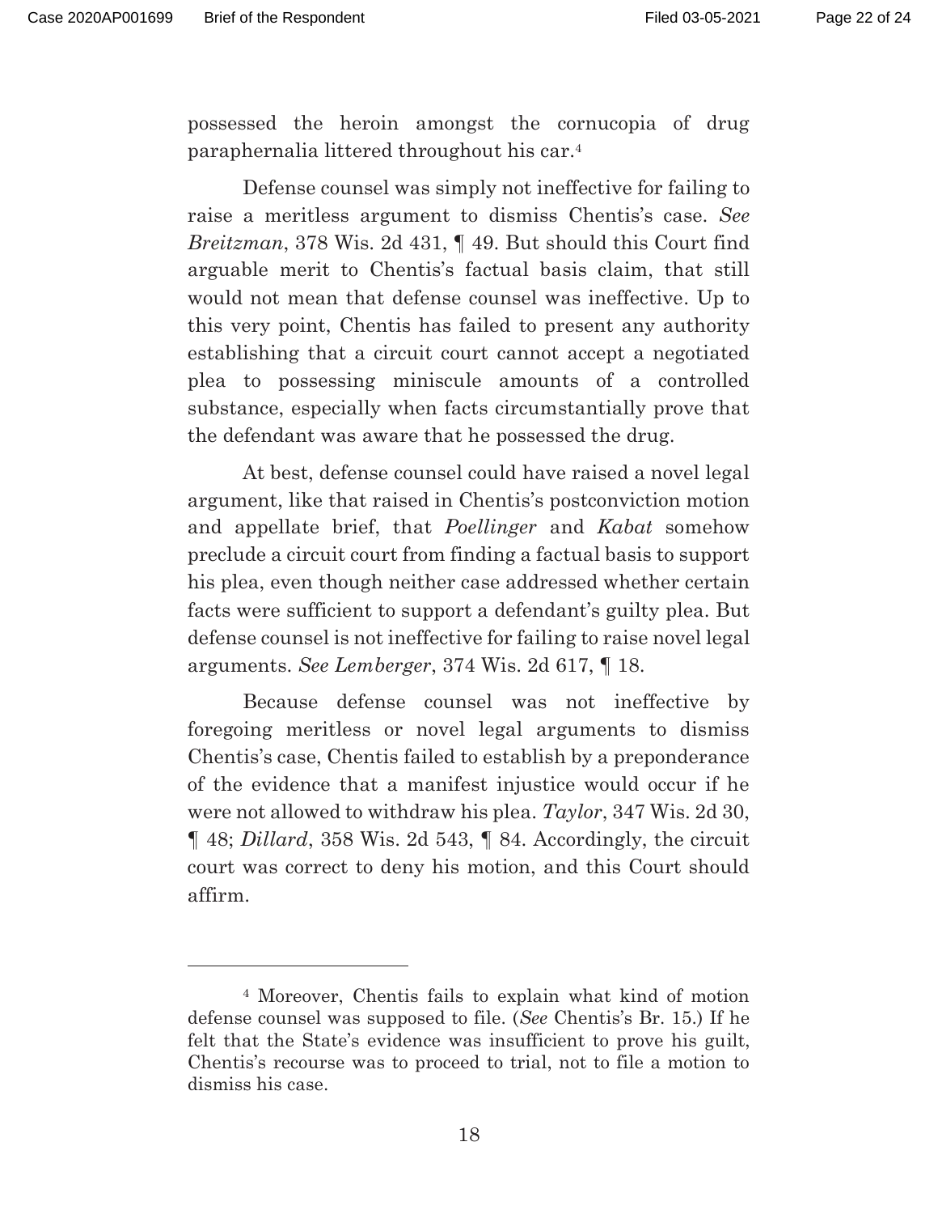possessed the heroin amongst the cornucopia of drug paraphernalia littered throughout his car.[4]

Defense counsel was simply not ineffective for failing to raise a meritless argument to dismiss Chentis's case. *See Breitzman*, 378 Wis. 2d 431, ¶ 49. But should this Court find arguable merit to Chentis's factual basis claim, that still would not mean that defense counsel was ineffective. Up to this very point, Chentis has failed to present any authority establishing that a circuit court cannot accept a negotiated plea to possessing miniscule amounts of a controlled substance, especially when facts circumstantially prove that the defendant was aware that he possessed the drug.

At best, defense counsel could have raised a novel legal argument, like that raised in Chentis's postconviction motion and appellate brief, that *Poellinger* and *Kabat* somehow preclude a circuit court from finding a factual basis to support his plea, even though neither case addressed whether certain facts were sufficient to support a defendant's guilty plea. But defense counsel is not ineffective for failing to raise novel legal arguments. *See Lemberger*, 374 Wis. 2d 617, ¶ 18.

Because defense counsel was not ineffective by foregoing meritless or novel legal arguments to dismiss Chentis's case, Chentis failed to establish by a preponderance of the evidence that a manifest injustice would occur if he were not allowed to withdraw his plea. *Taylor*, 347 Wis. 2d 30, ¶ 48; *Dillard*, 358 Wis. 2d 543, ¶ 84. Accordingly, the circuit court was correct to deny his motion, and this Court should affirm.

---

[4] Moreover, Chentis fails to explain what kind of motion defense counsel was supposed to file. (*See* Chentis's Br. 15.) If he felt that the State's evidence was insufficient to prove his guilt, Chentis's recourse was to proceed to trial, not to file a motion to dismiss his case.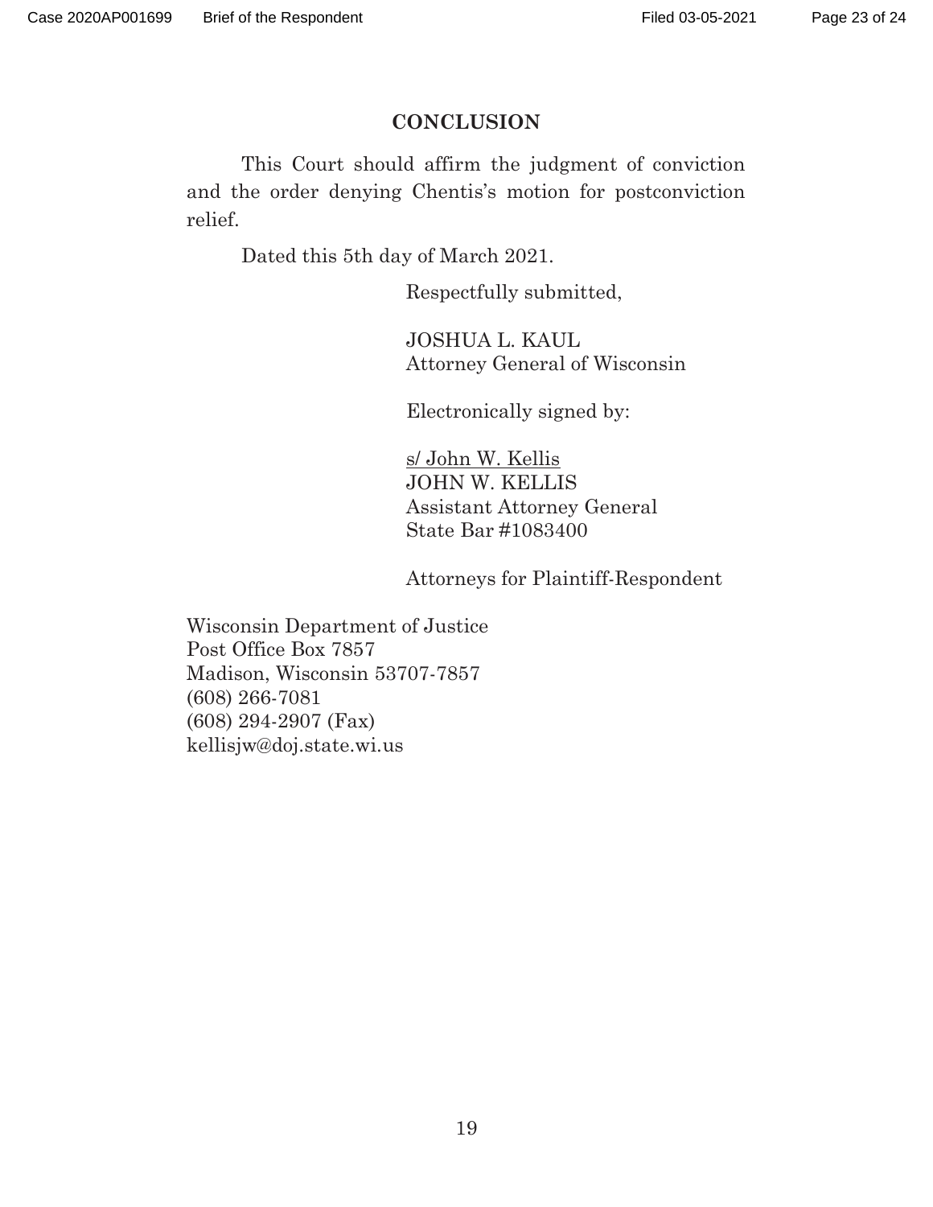## CONCLUSION

This Court should affirm the judgment of conviction and the order denying Chentis's motion for postconviction relief.

Dated this 5th day of March 2021.

Respectfully submitted,

JOSHUA L. KAUL
Attorney General of Wisconsin

Electronically signed by:

s/ John W. Kellis
JOHN W. KELLIS
Assistant Attorney General
State Bar #1083400

Attorneys for Plaintiff-Respondent

Wisconsin Department of Justice
Post Office Box 7857
Madison, Wisconsin 53707-7857
(608) 266-7081
(608) 294-2907 (Fax)
kellisjw@doj.state.wi.us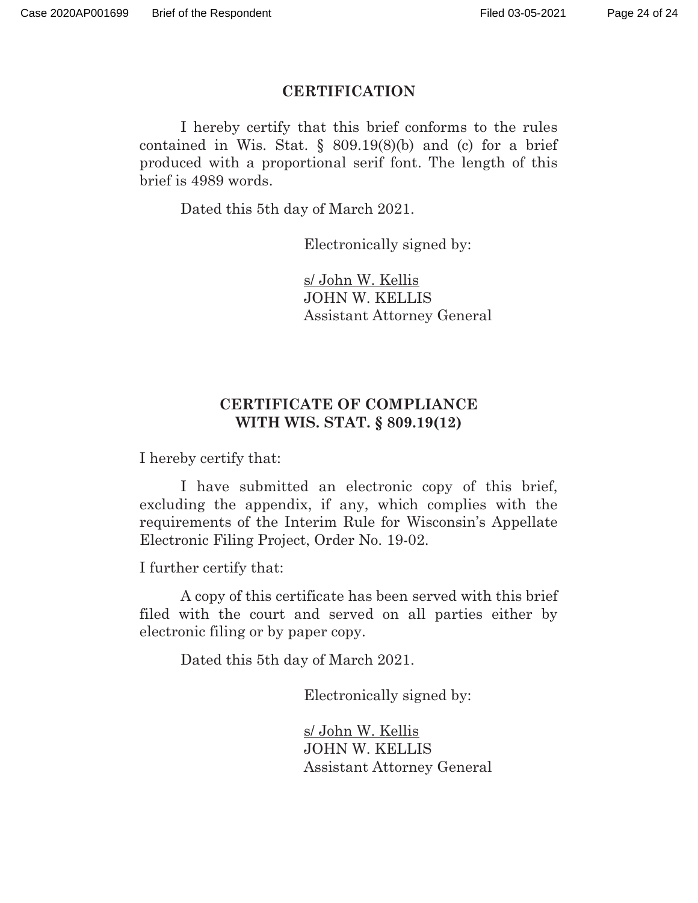## CERTIFICATION

I hereby certify that this brief conforms to the rules contained in Wis. Stat. § 809.19(8)(b) and (c) for a brief produced with a proportional serif font. The length of this brief is 4989 words.

Dated this 5th day of March 2021.

Electronically signed by:

s/ John W. Kellis
JOHN W. KELLIS
Assistant Attorney General

## CERTIFICATE OF COMPLIANCE WITH WIS. STAT. § 809.19(12)

I hereby certify that:

I have submitted an electronic copy of this brief, excluding the appendix, if any, which complies with the requirements of the Interim Rule for Wisconsin's Appellate Electronic Filing Project, Order No. 19-02.

I further certify that:

A copy of this certificate has been served with this brief filed with the court and served on all parties either by electronic filing or by paper copy.

Dated this 5th day of March 2021.

Electronically signed by:

s/ John W. Kellis
JOHN W. KELLIS
Assistant Attorney General